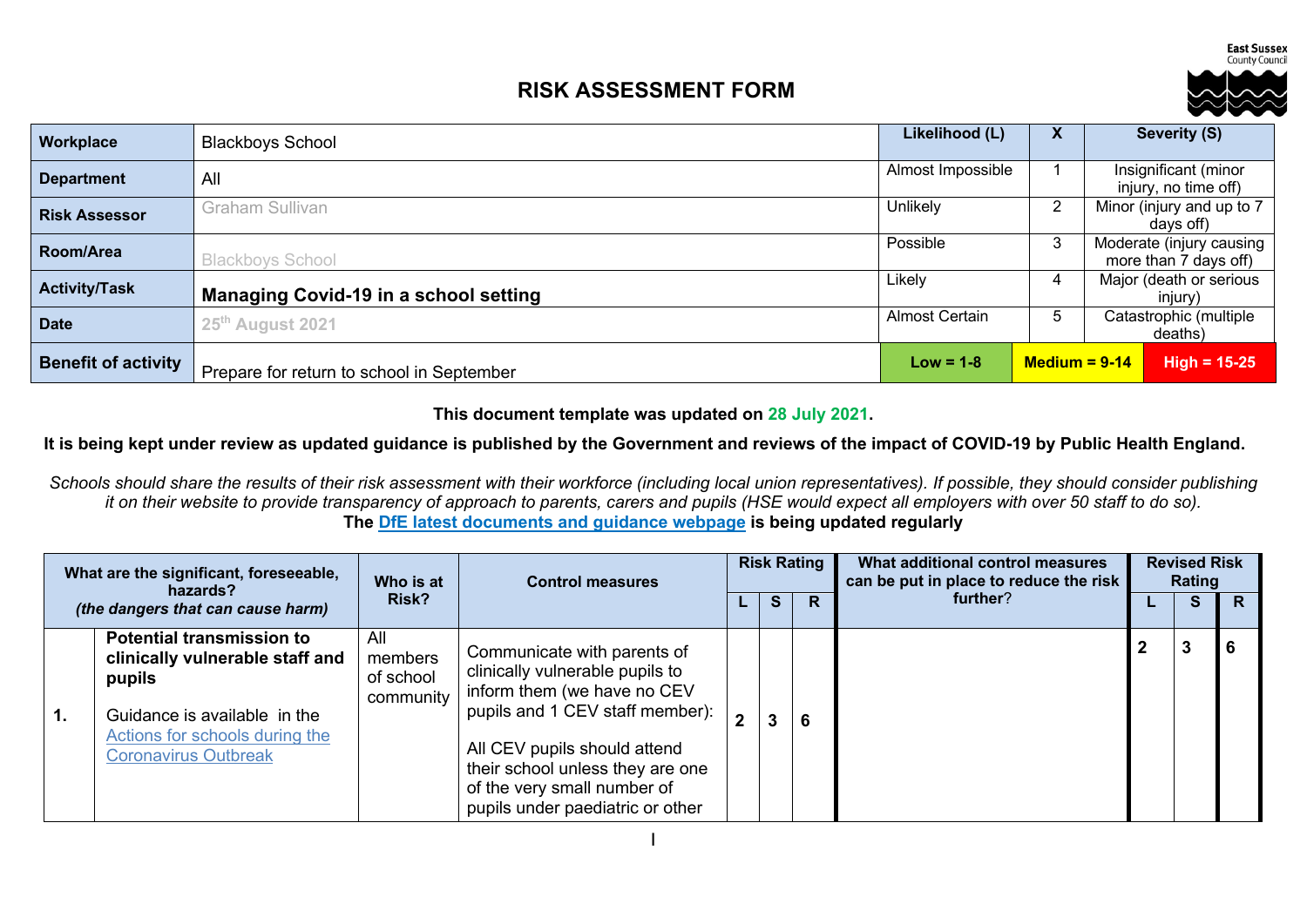East Sussex County Council

# RISK ASSESSMENT FORM

| Workplace | Blackboys School | Likelihood (L) | X | Severity (S) |
|---|---|---|---|---|
| Department | All | Almost Impossible | 1 | Insignificant (minor injury, no time off) |
| Risk Assessor | Graham Sullivan | Unlikely | 2 | Minor (injury and up to 7 days off) |
| Room/Area | Blackboys School | Possible | 3 | Moderate (injury causing more than 7 days off) |
| Activity/Task | **Managing Covid-19 in a school setting** | Likely | 4 | Major (death or serious injury) |
| Date | 25th August 2021 | Almost Certain | 5 | Catastrophic (multiple deaths) |
| Benefit of activity | Prepare for return to school in September | Low = 1-8 | Medium = 9-14 | High = 15-25 |

**This document template was updated on 28 July 2021.**

**It is being kept under review as updated guidance is published by the Government and reviews of the impact of COVID-19 by Public Health England.**

*Schools should share the results of their risk assessment with their workforce (including local union representatives). If possible, they should consider publishing it on their website to provide transparency of approach to parents, carers and pupils (HSE would expect all employers with over 50 staff to do so).*

**The DfE latest documents and guidance webpage is being updated regularly**

| | What are the significant, foreseeable, hazards? *(the dangers that can cause harm)* | Who is at Risk? | Control measures | Risk Rating | | | What additional control measures can be put in place to reduce the risk further? | Revised Risk Rating | | |
|---|---|---|---|---|---|---|---|---|---|---|
| | | | | L | S | R | | L | S | R |
| 1. | **Potential transmission to clinically vulnerable staff and pupils**<br><br>Guidance is available in the Actions for schools during the Coronavirus Outbreak | All members of school community | Communicate with parents of clinically vulnerable pupils to inform them (we have no CEV pupils and 1 CEV staff member):<br><br>All CEV pupils should attend their school unless they are one of the very small number of pupils under paediatric or other | 2 | 3 | 6 | | 2 | 3 | 6 |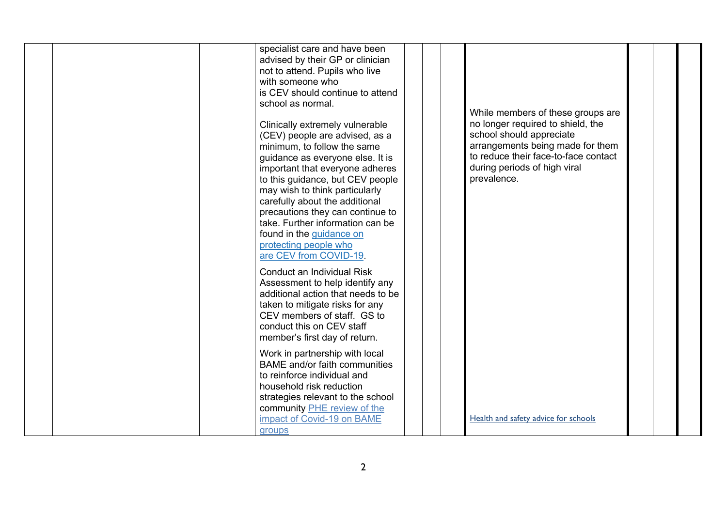| | | | | | | | | | |
|---|---|---|---|---|---|---|---|---|---|
| | | | specialist care and have been advised by their GP or clinician not to attend. Pupils who live with someone who is CEV should continue to attend school as normal.<br><br>Clinically extremely vulnerable (CEV) people are advised, as a minimum, to follow the same guidance as everyone else. It is important that everyone adheres to this guidance, but CEV people may wish to think particularly carefully about the additional precautions they can continue to take. Further information can be found in the [guidance on protecting people who are CEV from COVID-19](#).<br><br>Conduct an Individual Risk Assessment to help identify any additional action that needs to be taken to mitigate risks for any CEV members of staff. GS to conduct this on CEV staff member's first day of return.<br><br>Work in partnership with local BAME and/or faith communities to reinforce individual and household risk reduction strategies relevant to the school community [PHE review of the impact of Covid-19 on BAME groups](#) | | | | While members of these groups are no longer required to shield, the school should appreciate arrangements being made for them to reduce their face-to-face contact during periods of high viral prevalence.<br><br>[Health and safety advice for schools](#) | | |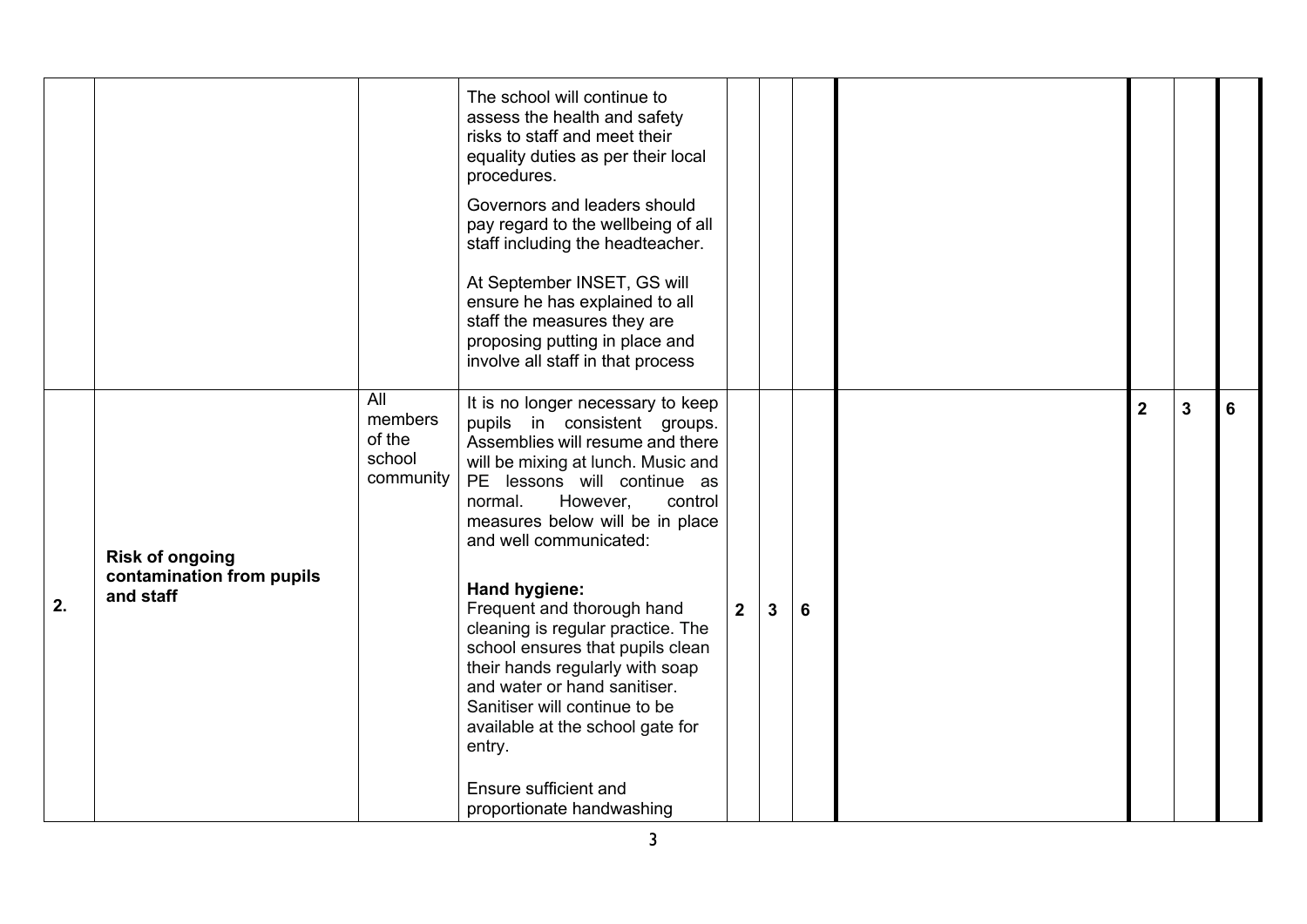| | | | | | | | | | | |
|---|---|---|---|---|---|---|---|---|---|---|
| | | | The school will continue to assess the health and safety risks to staff and meet their equality duties as per their local procedures.<br><br>Governors and leaders should pay regard to the wellbeing of all staff including the headteacher.<br><br>At September INSET, GS will ensure he has explained to all staff the measures they are proposing putting in place and involve all staff in that process | | | | | | | |
| **2.** | **Risk of ongoing contamination from pupils and staff** | All members of the school community | It is no longer necessary to keep pupils in consistent groups. Assemblies will resume and there will be mixing at lunch. Music and PE lessons will continue as normal. However, control measures below will be in place and well communicated:<br><br>**Hand hygiene:**<br>Frequent and thorough hand cleaning is regular practice. The school ensures that pupils clean their hands regularly with soap and water or hand sanitiser. Sanitiser will continue to be available at the school gate for entry.<br><br>Ensure sufficient and proportionate handwashing | **2** | **3** | **6** | | **2** | **3** | **6** |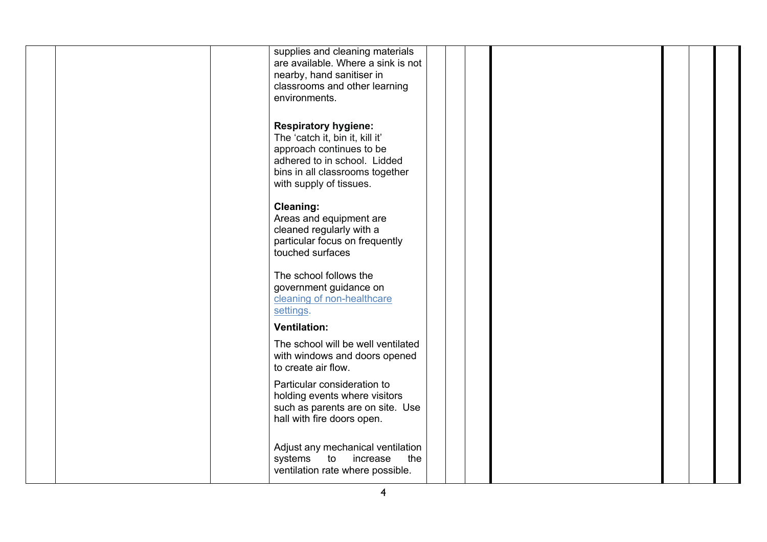| | | | | | | | | |
|---|---|---|---|---|---|---|---|---|
| | | | supplies and cleaning materials are available. Where a sink is not nearby, hand sanitiser in classrooms and other learning environments.<br><br>**Respiratory hygiene:**<br>The 'catch it, bin it, kill it' approach continues to be adhered to in school. Lidded bins in all classrooms together with supply of tissues.<br><br>**Cleaning:**<br>Areas and equipment are cleaned regularly with a particular focus on frequently touched surfaces<br><br>The school follows the government guidance on [cleaning of non-healthcare settings](cleaning of non-healthcare settings).<br><br>**Ventilation:**<br><br>The school will be well ventilated with windows and doors opened to create air flow.<br><br>Particular consideration to holding events where visitors such as parents are on site. Use hall with fire doors open.<br><br>Adjust any mechanical ventilation systems to increase the ventilation rate where possible. | | | | | | |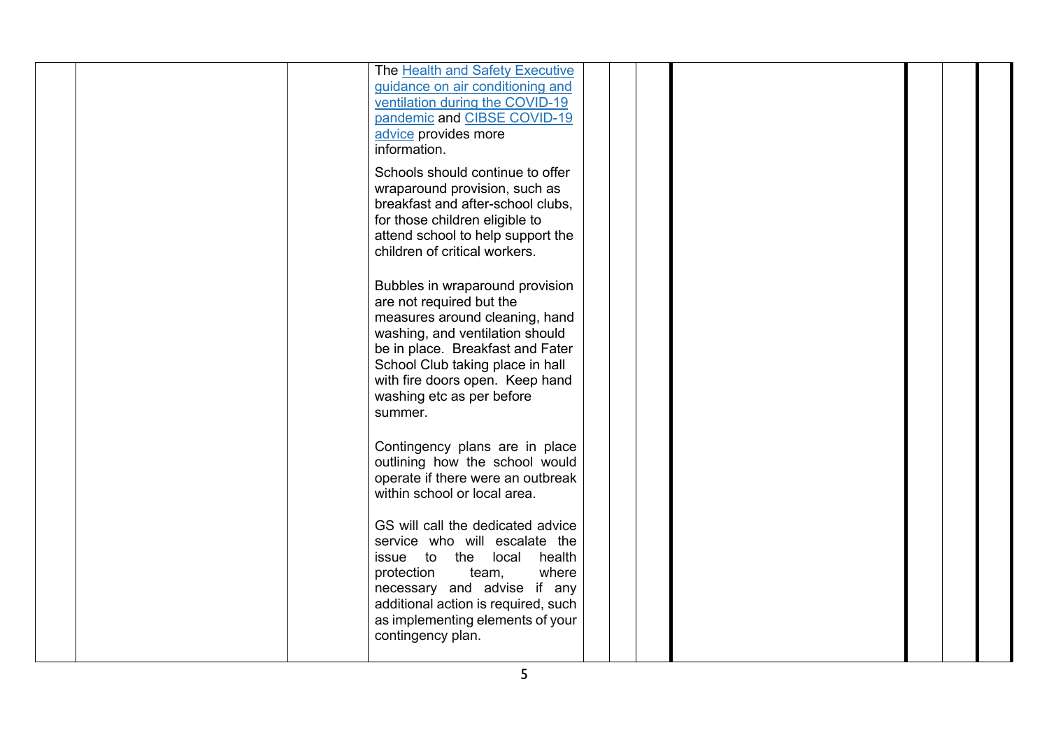| | | | | | | | | | |
|---|---|---|---|---|---|---|---|---|---|
| | | | The Health and Safety Executive guidance on air conditioning and ventilation during the COVID-19 pandemic and CIBSE COVID-19 advice provides more information.<br><br>Schools should continue to offer wraparound provision, such as breakfast and after-school clubs, for those children eligible to attend school to help support the children of critical workers.<br><br>Bubbles in wraparound provision are not required but the measures around cleaning, hand washing, and ventilation should be in place. Breakfast and Fater School Club taking place in hall with fire doors open. Keep hand washing etc as per before summer.<br><br>Contingency plans are in place outlining how the school would operate if there were an outbreak within school or local area.<br><br>GS will call the dedicated advice service who will escalate the issue to the local health protection team, where necessary and advise if any additional action is required, such as implementing elements of your contingency plan. | | | | | | |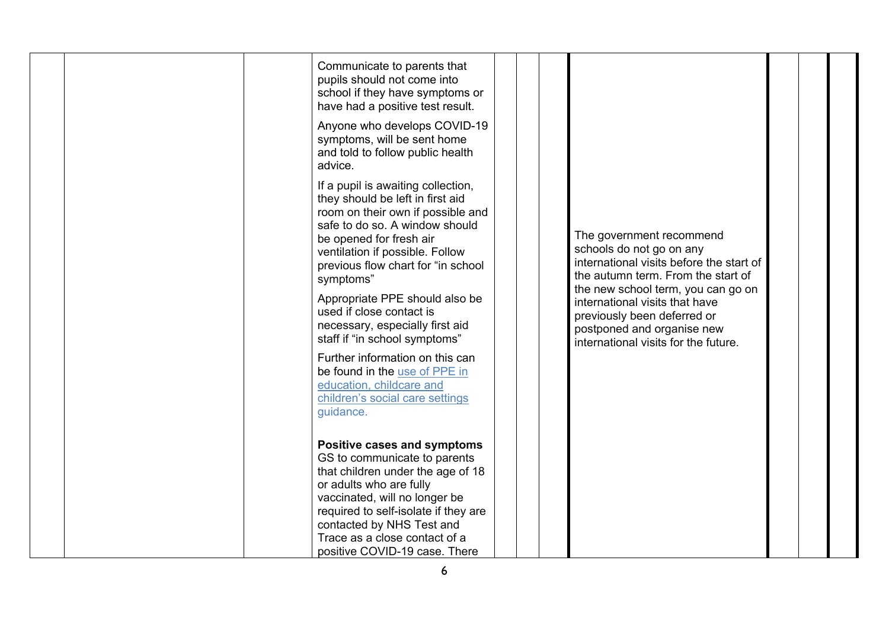|  |  |  | Communicate to parents that pupils should not come into school if they have symptoms or have had a positive test result.<br><br>Anyone who develops COVID-19 symptoms, will be sent home and told to follow public health advice.<br><br>If a pupil is awaiting collection, they should be left in first aid room on their own if possible and safe to do so. A window should be opened for fresh air ventilation if possible. Follow previous flow chart for "in school symptoms"<br><br>Appropriate PPE should also be used if close contact is necessary, especially first aid staff if "in school symptoms"<br><br>Further information on this can be found in the [use of PPE in education, childcare and children's social care settings guidance.](#)<br><br>**Positive cases and symptoms**<br>GS to communicate to parents that children under the age of 18 or adults who are fully vaccinated, will no longer be required to self-isolate if they are contacted by NHS Test and Trace as a close contact of a positive COVID-19 case. There |  |  |  | The government recommend schools do not go on any international visits before the start of the autumn term. From the start of the new school term, you can go on international visits that have previously been deferred or postponed and organise new international visits for the future. |  |  |  |
|---|---|---|---|---|---|---|---|---|---|---|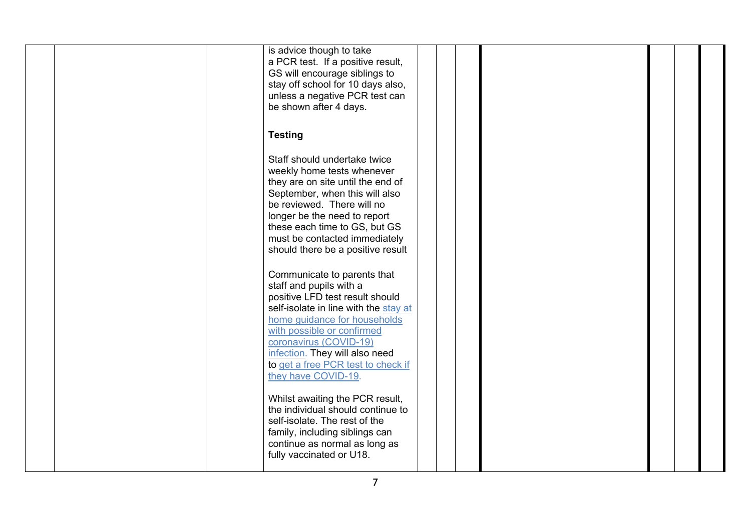| | | | | | | | | | |
|---|---|---|---|---|---|---|---|---|---|
| | | | is advice though to take a PCR test. If a positive result, GS will encourage siblings to stay off school for 10 days also, unless a negative PCR test can be shown after 4 days.<br><br>**Testing**<br><br>Staff should undertake twice weekly home tests whenever they are on site until the end of September, when this will also be reviewed. There will no longer be the need to report these each time to GS, but GS must be contacted immediately should there be a positive result<br><br>Communicate to parents that staff and pupils with a positive LFD test result should self-isolate in line with the stay at home guidance for households with possible or confirmed coronavirus (COVID-19) infection. They will also need to get a free PCR test to check if they have COVID-19.<br><br>Whilst awaiting the PCR result, the individual should continue to self-isolate. The rest of the family, including siblings can continue as normal as long as fully vaccinated or U18. | | | | | | |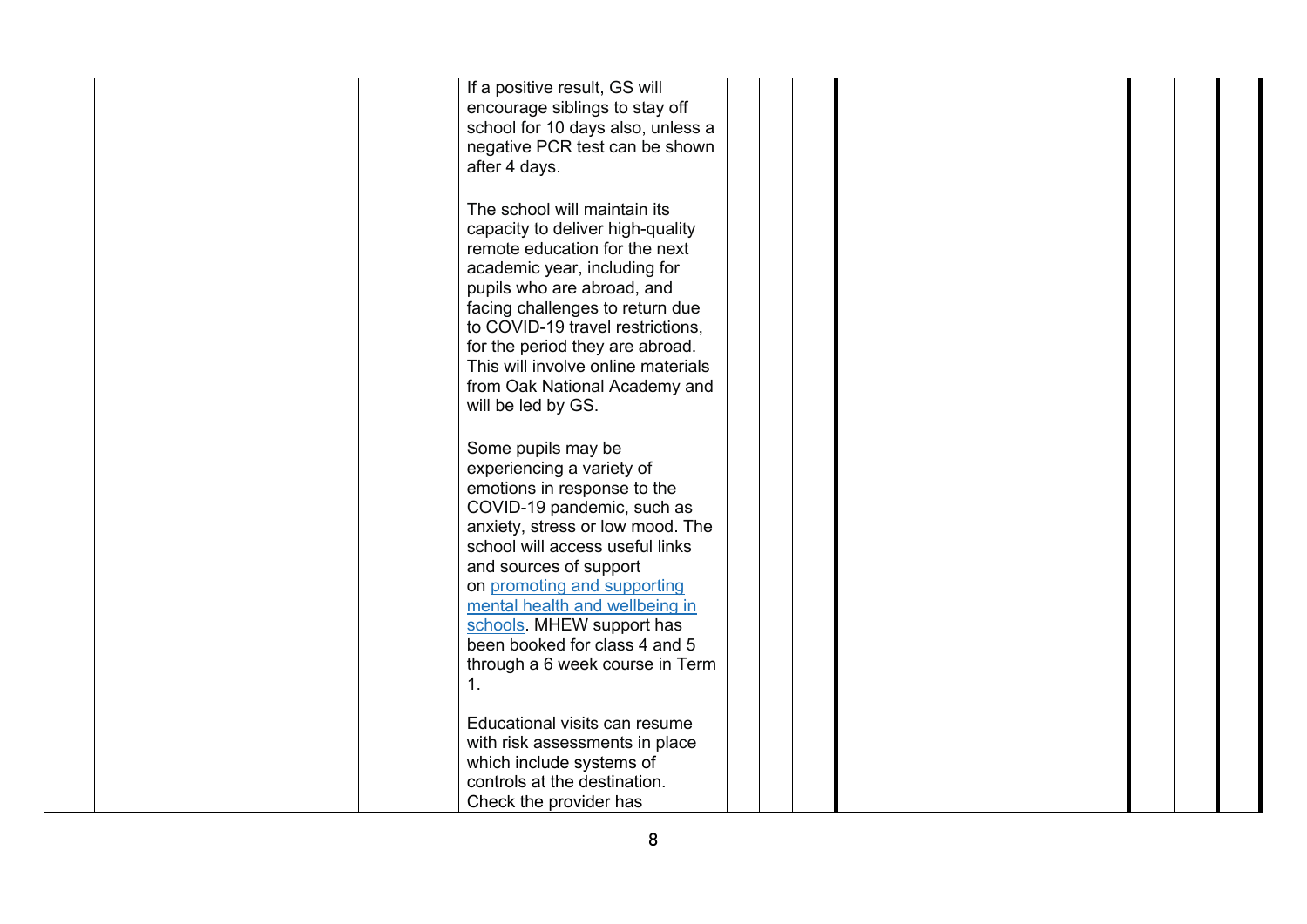| | | | | | | | | | | |
|---|---|---|---|---|---|---|---|---|---|---|
| | | | If a positive result, GS will encourage siblings to stay off school for 10 days also, unless a negative PCR test can be shown after 4 days.<br><br>The school will maintain its capacity to deliver high-quality remote education for the next academic year, including for pupils who are abroad, and facing challenges to return due to COVID-19 travel restrictions, for the period they are abroad. This will involve online materials from Oak National Academy and will be led by GS.<br><br>Some pupils may be experiencing a variety of emotions in response to the COVID-19 pandemic, such as anxiety, stress or low mood. The school will access useful links and sources of support on promoting and supporting mental health and wellbeing in schools. MHEW support has been booked for class 4 and 5 through a 6 week course in Term 1.<br><br>Educational visits can resume with risk assessments in place which include systems of controls at the destination. Check the provider has | | | | | | | |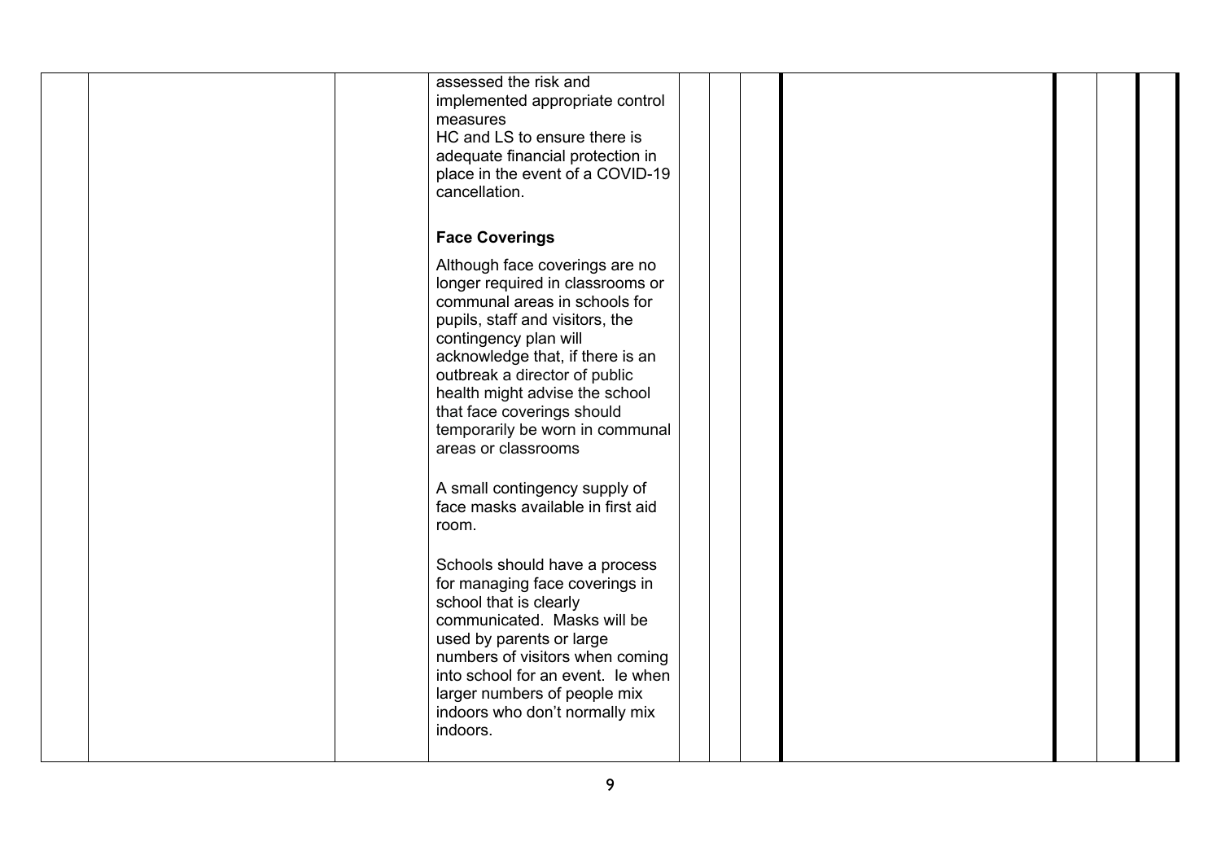|  |  |  | assessed the risk and implemented appropriate control measures<br>HC and LS to ensure there is adequate financial protection in place in the event of a COVID-19 cancellation.<br><br>**Face Coverings**<br><br>Although face coverings are no longer required in classrooms or communal areas in schools for pupils, staff and visitors, the contingency plan will acknowledge that, if there is an outbreak a director of public health might advise the school that face coverings should temporarily be worn in communal areas or classrooms<br><br>A small contingency supply of face masks available in first aid room.<br><br>Schools should have a process for managing face coverings in school that is clearly communicated. Masks will be used by parents or large numbers of visitors when coming into school for an event. Ie when larger numbers of people mix indoors who don't normally mix indoors. |  |  |  |  |  |  |
|---|---|---|---|---|---|---|---|---|---|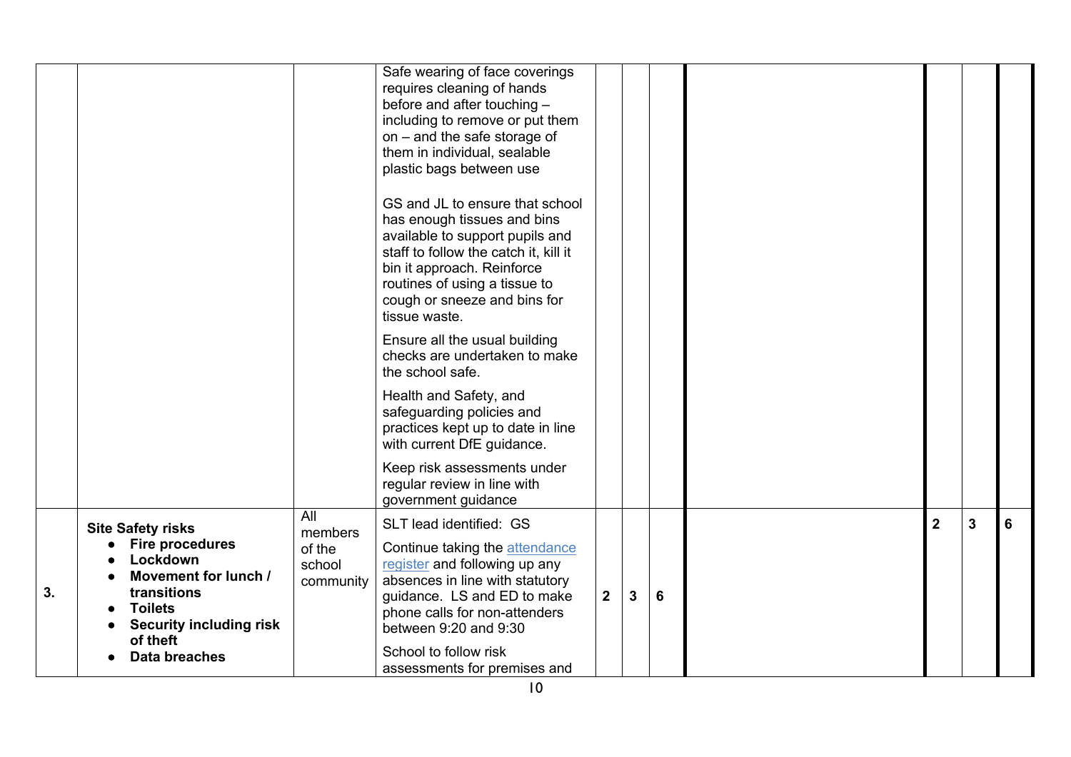| | | | | | | | | | | |
|---|---|---|---|---|---|---|---|---|---|---|
| | | | Safe wearing of face coverings requires cleaning of hands before and after touching – including to remove or put them on – and the safe storage of them in individual, sealable plastic bags between use<br><br>GS and JL to ensure that school has enough tissues and bins available to support pupils and staff to follow the catch it, kill it bin it approach. Reinforce routines of using a tissue to cough or sneeze and bins for tissue waste.<br><br>Ensure all the usual building checks are undertaken to make the school safe.<br><br>Health and Safety, and safeguarding policies and practices kept up to date in line with current DfE guidance.<br><br>Keep risk assessments under regular review in line with government guidance | | | | | | | |
| **3.** | **Site Safety risks**<br>• **Fire procedures**<br>• **Lockdown**<br>• **Movement for lunch / transitions**<br>• **Toilets**<br>• **Security including risk of theft**<br>• **Data breaches** | All members of the school community | SLT lead identified: GS<br><br>Continue taking the [attendance register]() and following up any absences in line with statutory guidance. LS and ED to make phone calls for non-attenders between 9:20 and 9:30<br><br>School to follow risk assessments for premises and | **2** | **3** | **6** | | **2** | **3** | **6** |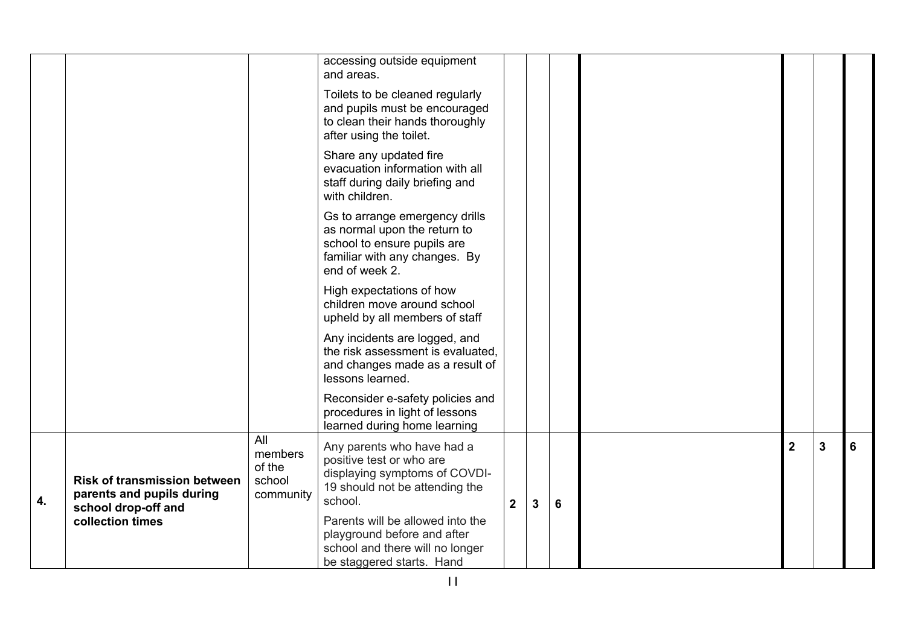| | | | | | | | | | | |
|---|---|---|---|---|---|---|---|---|---|---|
| | | | accessing outside equipment and areas.<br><br>Toilets to be cleaned regularly and pupils must be encouraged to clean their hands thoroughly after using the toilet.<br><br>Share any updated fire evacuation information with all staff during daily briefing and with children.<br><br>Gs to arrange emergency drills as normal upon the return to school to ensure pupils are familiar with any changes. By end of week 2.<br><br>High expectations of how children move around school upheld by all members of staff<br><br>Any incidents are logged, and the risk assessment is evaluated, and changes made as a result of lessons learned.<br><br>Reconsider e-safety policies and procedures in light of lessons learned during home learning | | | | | | | |
| **4.** | **Risk of transmission between parents and pupils during school drop-off and collection times** | All members of the school community | Any parents who have had a positive test or who are displaying symptoms of COVDI-19 should not be attending the school.<br><br>Parents will be allowed into the playground before and after school and there will no longer be staggered starts. Hand | **2** | **3** | **6** | | **2** | **3** | **6** |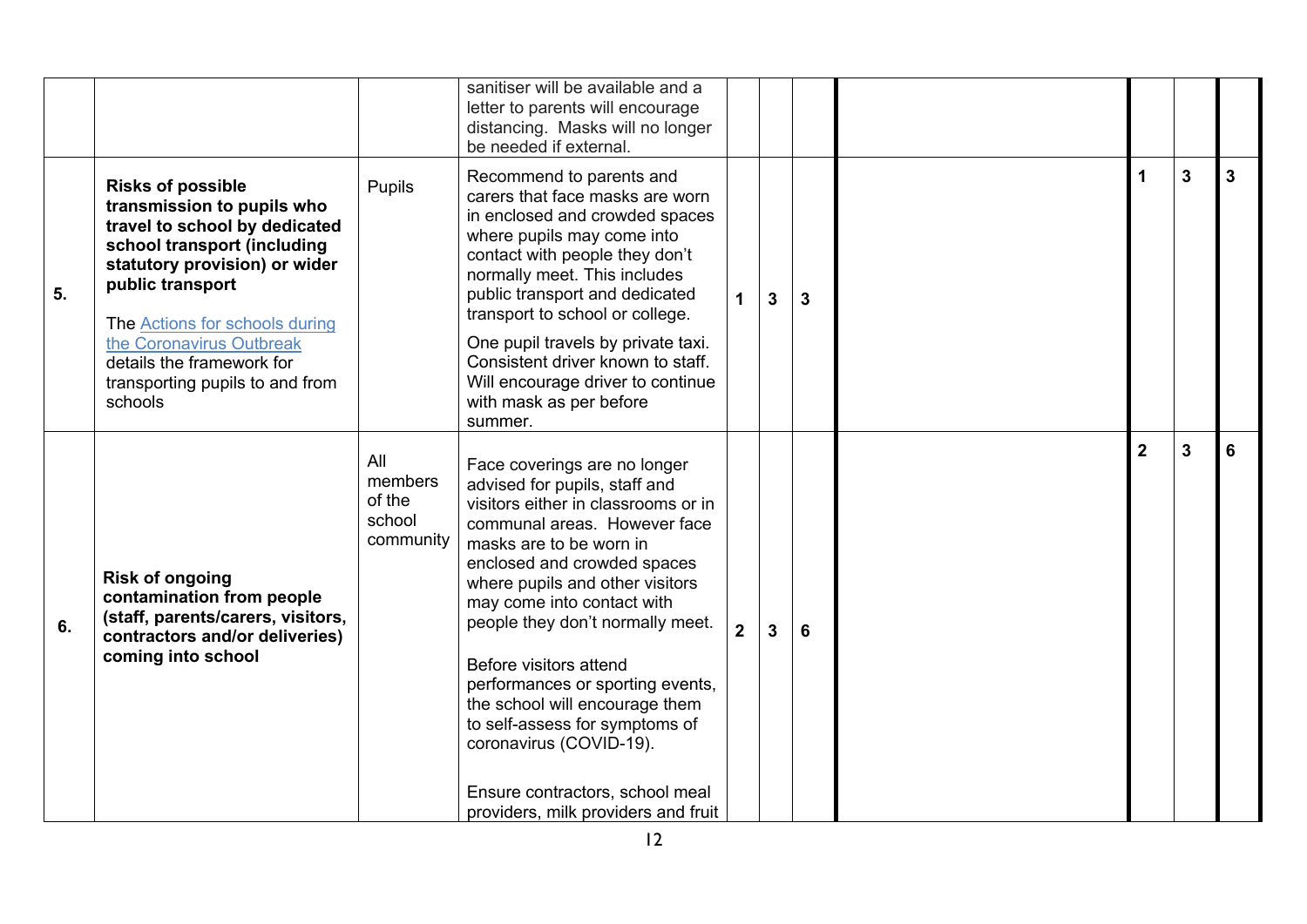| | | | | | | | | | | |
|---|---|---|---|---|---|---|---|---|---|---|
| | | | sanitiser will be available and a letter to parents will encourage distancing. Masks will no longer be needed if external. | | | | | | | |
| 5. | **Risks of possible transmission to pupils who travel to school by dedicated school transport (including statutory provision) or wider public transport**<br><br>The [Actions for schools during the Coronavirus Outbreak]() details the framework for transporting pupils to and from schools | Pupils | Recommend to parents and carers that face masks are worn in enclosed and crowded spaces where pupils may come into contact with people they don't normally meet. This includes public transport and dedicated transport to school or college.<br><br>One pupil travels by private taxi. Consistent driver known to staff. Will encourage driver to continue with mask as per before summer. | **1** | **3** | **3** | | **1** | **3** | **3** |
| 6. | **Risk of ongoing contamination from people (staff, parents/carers, visitors, contractors and/or deliveries) coming into school** | All members of the school community | Face coverings are no longer advised for pupils, staff and visitors either in classrooms or in communal areas. However face masks are to be worn in enclosed and crowded spaces where pupils and other visitors may come into contact with people they don't normally meet.<br><br>Before visitors attend performances or sporting events, the school will encourage them to self-assess for symptoms of coronavirus (COVID-19).<br><br>Ensure contractors, school meal providers, milk providers and fruit | **2** | **3** | **6** | | **2** | **3** | **6** |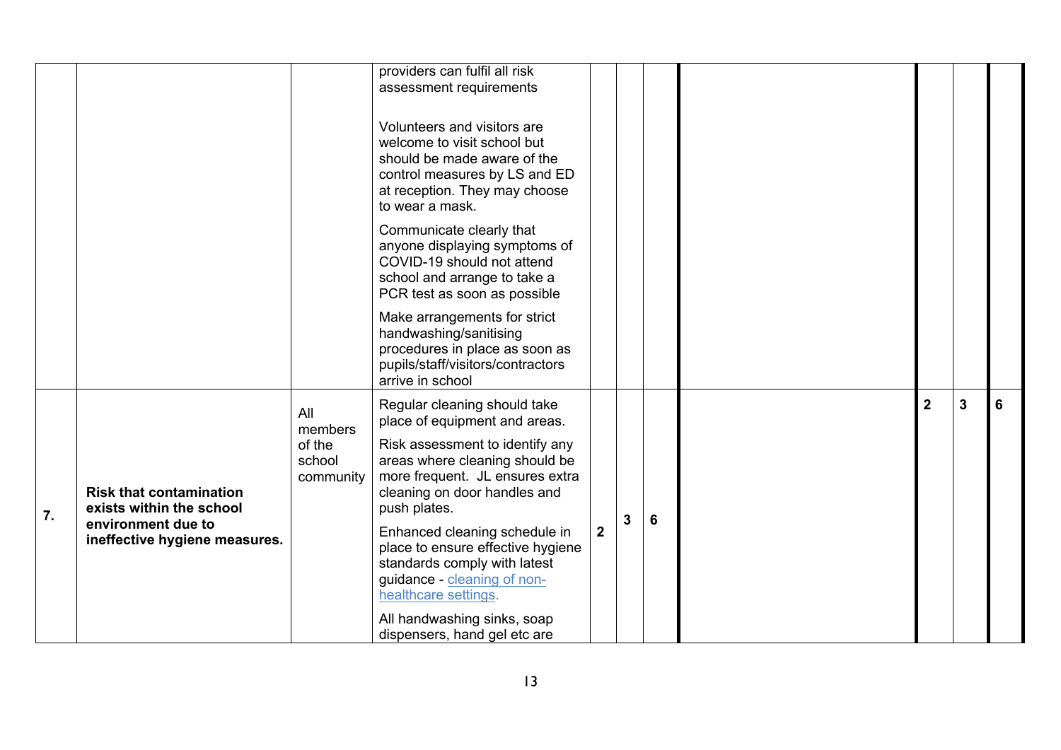| | | | | | | | | | | |
|---|---|---|---|---|---|---|---|---|---|---|
| | | | providers can fulfil all risk assessment requirements<br><br>Volunteers and visitors are welcome to visit school but should be made aware of the control measures by LS and ED at reception. They may choose to wear a mask.<br><br>Communicate clearly that anyone displaying symptoms of COVID-19 should not attend school and arrange to take a PCR test as soon as possible<br><br>Make arrangements for strict handwashing/sanitising procedures in place as soon as pupils/staff/visitors/contractors arrive in school | | | | | | | |
| **7.** | **Risk that contamination exists within the school environment due to ineffective hygiene measures.** | All members of the school community | Regular cleaning should take place of equipment and areas.<br><br>Risk assessment to identify any areas where cleaning should be more frequent. JL ensures extra cleaning on door handles and push plates.<br><br>Enhanced cleaning schedule in place to ensure effective hygiene standards comply with latest guidance - [cleaning of non-healthcare settings.](cleaning of non-healthcare settings)<br><br>All handwashing sinks, soap dispensers, hand gel etc are | **2** | **3** | **6** | | **2** | **3** | **6** |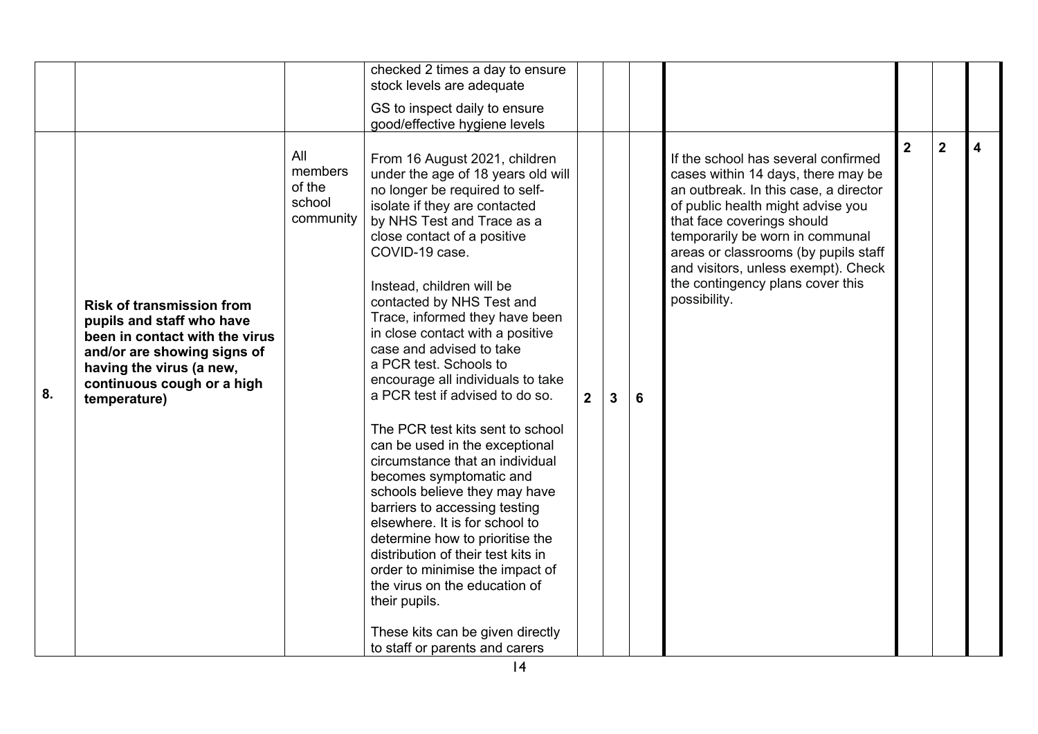| | | | | | | | | | | |
|---|---|---|---|---|---|---|---|---|---|---|
| | | | checked 2 times a day to ensure stock levels are adequate<br><br>GS to inspect daily to ensure good/effective hygiene levels | | | | | | | |
| 8. | **Risk of transmission from pupils and staff who have been in contact with the virus and/or are showing signs of having the virus (a new, continuous cough or a high temperature)** | All members of the school community | From 16 August 2021, children under the age of 18 years old will no longer be required to self-isolate if they are contacted by NHS Test and Trace as a close contact of a positive COVID-19 case.<br><br>Instead, children will be contacted by NHS Test and Trace, informed they have been in close contact with a positive case and advised to take a PCR test. Schools to encourage all individuals to take a PCR test if advised to do so.<br><br>The PCR test kits sent to school can be used in the exceptional circumstance that an individual becomes symptomatic and schools believe they may have barriers to accessing testing elsewhere. It is for school to determine how to prioritise the distribution of their test kits in order to minimise the impact of the virus on the education of their pupils.<br><br>These kits can be given directly to staff or parents and carers | 2 | 3 | 6 | If the school has several confirmed cases within 14 days, there may be an outbreak. In this case, a director of public health might advise you that face coverings should temporarily be worn in communal areas or classrooms (by pupils staff and visitors, unless exempt). Check the contingency plans cover this possibility. | 2 | 2 | 4 |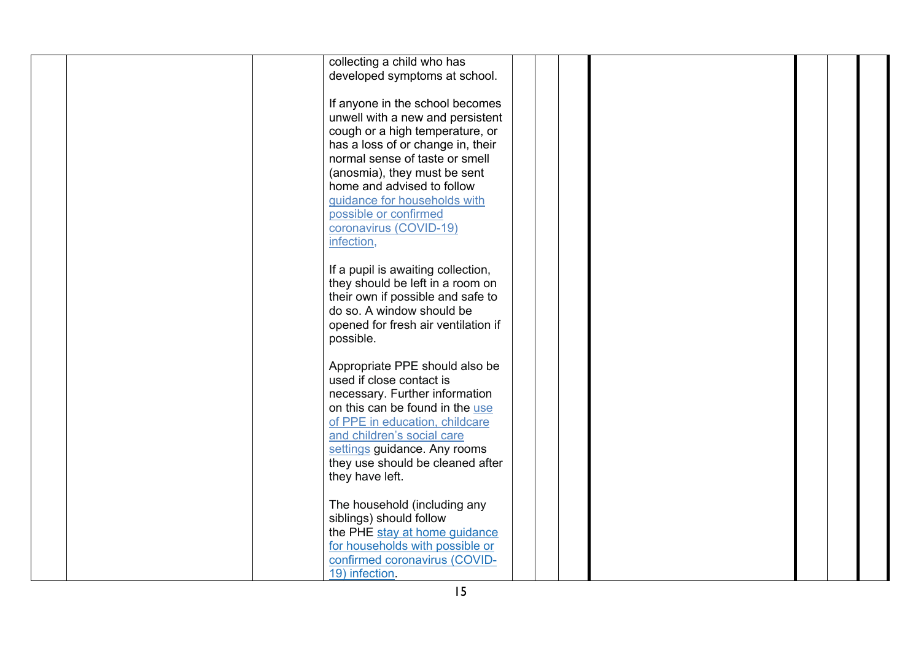| | | | | | | | | | | |
|---|---|---|---|---|---|---|---|---|---|---|
| | | | collecting a child who has developed symptoms at school.<br><br>If anyone in the school becomes unwell with a new and persistent cough or a high temperature, or has a loss of or change in, their normal sense of taste or smell (anosmia), they must be sent home and advised to follow guidance for households with possible or confirmed coronavirus (COVID-19) infection,<br><br>If a pupil is awaiting collection, they should be left in a room on their own if possible and safe to do so. A window should be opened for fresh air ventilation if possible.<br><br>Appropriate PPE should also be used if close contact is necessary. Further information on this can be found in the use of PPE in education, childcare and children's social care settings guidance. Any rooms they use should be cleaned after they have left.<br><br>The household (including any siblings) should follow the PHE stay at home guidance for households with possible or confirmed coronavirus (COVID-19) infection. | | | | | | |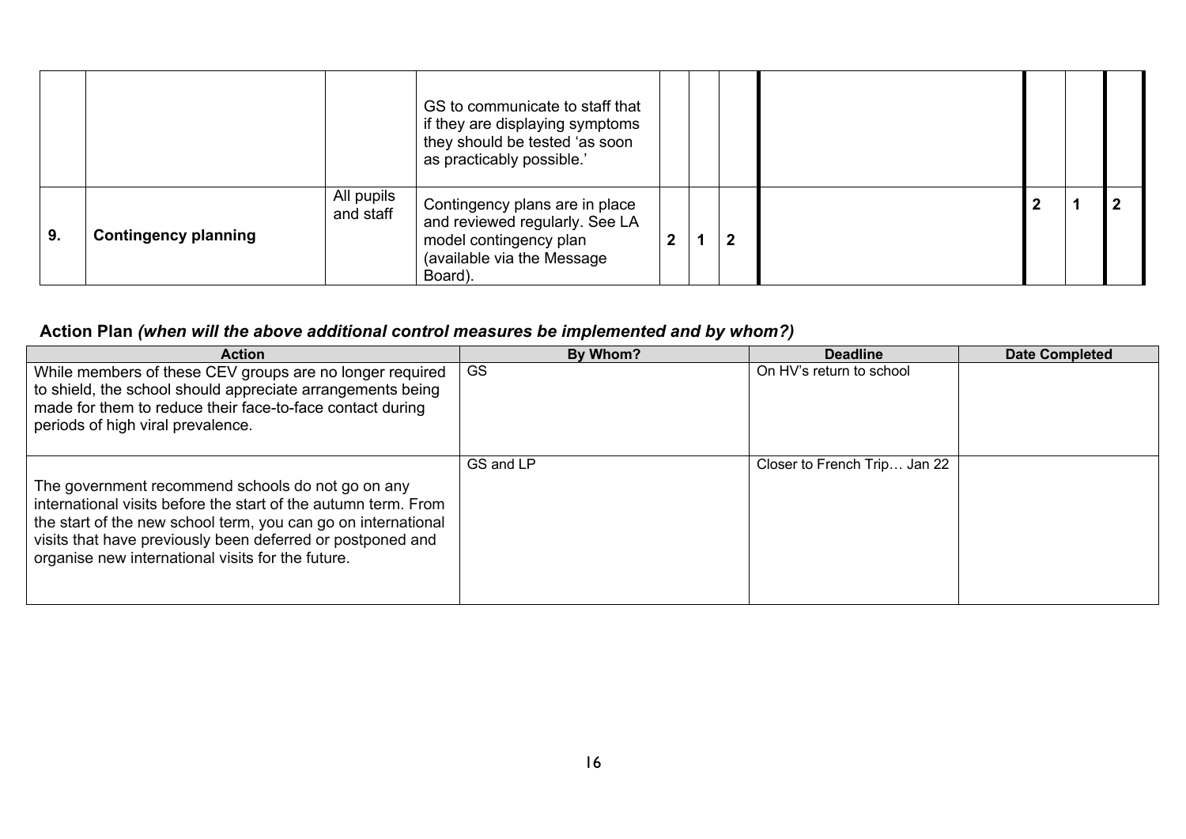| | | | | | | | | | | |
|---|---|---|---|---|---|---|---|---|---|---|
| | | | GS to communicate to staff that if they are displaying symptoms they should be tested 'as soon as practicably possible.' | | | | | | | |
| 9. | **Contingency planning** | All pupils and staff | Contingency plans are in place and reviewed regularly. See LA model contingency plan (available via the Message Board). | 2 | 1 | 2 | | 2 | 1 | 2 |

## Action Plan *(when will the above additional control measures be implemented and by whom?)*

| Action | By Whom? | Deadline | Date Completed |
|---|---|---|---|
| While members of these CEV groups are no longer required to shield, the school should appreciate arrangements being made for them to reduce their face-to-face contact during periods of high viral prevalence. | GS | On HV's return to school | |
| The government recommend schools do not go on any international visits before the start of the autumn term. From the start of the new school term, you can go on international visits that have previously been deferred or postponed and organise new international visits for the future. | GS and LP | Closer to French Trip… Jan 22 | |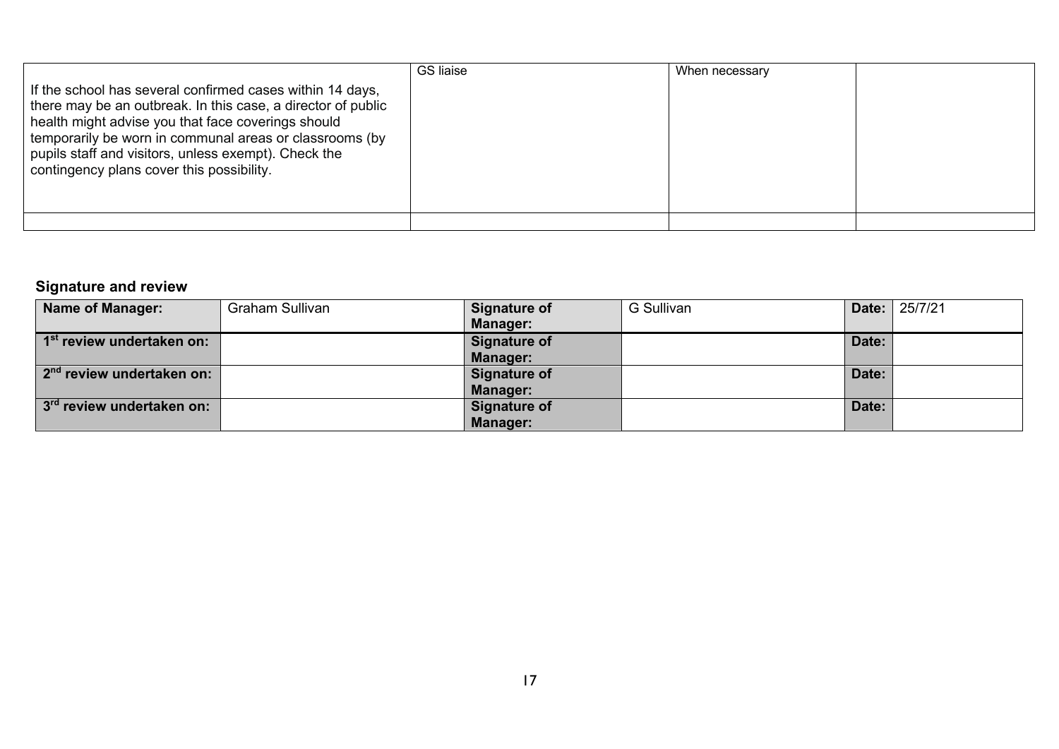| | | | |
|---|---|---|---|
| If the school has several confirmed cases within 14 days, there may be an outbreak. In this case, a director of public health might advise you that face coverings should temporarily be worn in communal areas or classrooms (by pupils staff and visitors, unless exempt). Check the contingency plans cover this possibility. | GS liaise | When necessary | |
| | | | |

### Signature and review

| | | | | | |
|---|---|---|---|---|---|
| **Name of Manager:** | Graham Sullivan | **Signature of Manager:** | G Sullivan | **Date:** | 25/7/21 |
| **1st review undertaken on:** | | **Signature of Manager:** | | **Date:** | |
| **2nd review undertaken on:** | | **Signature of Manager:** | | **Date:** | |
| **3rd review undertaken on:** | | **Signature of Manager:** | | **Date:** | |